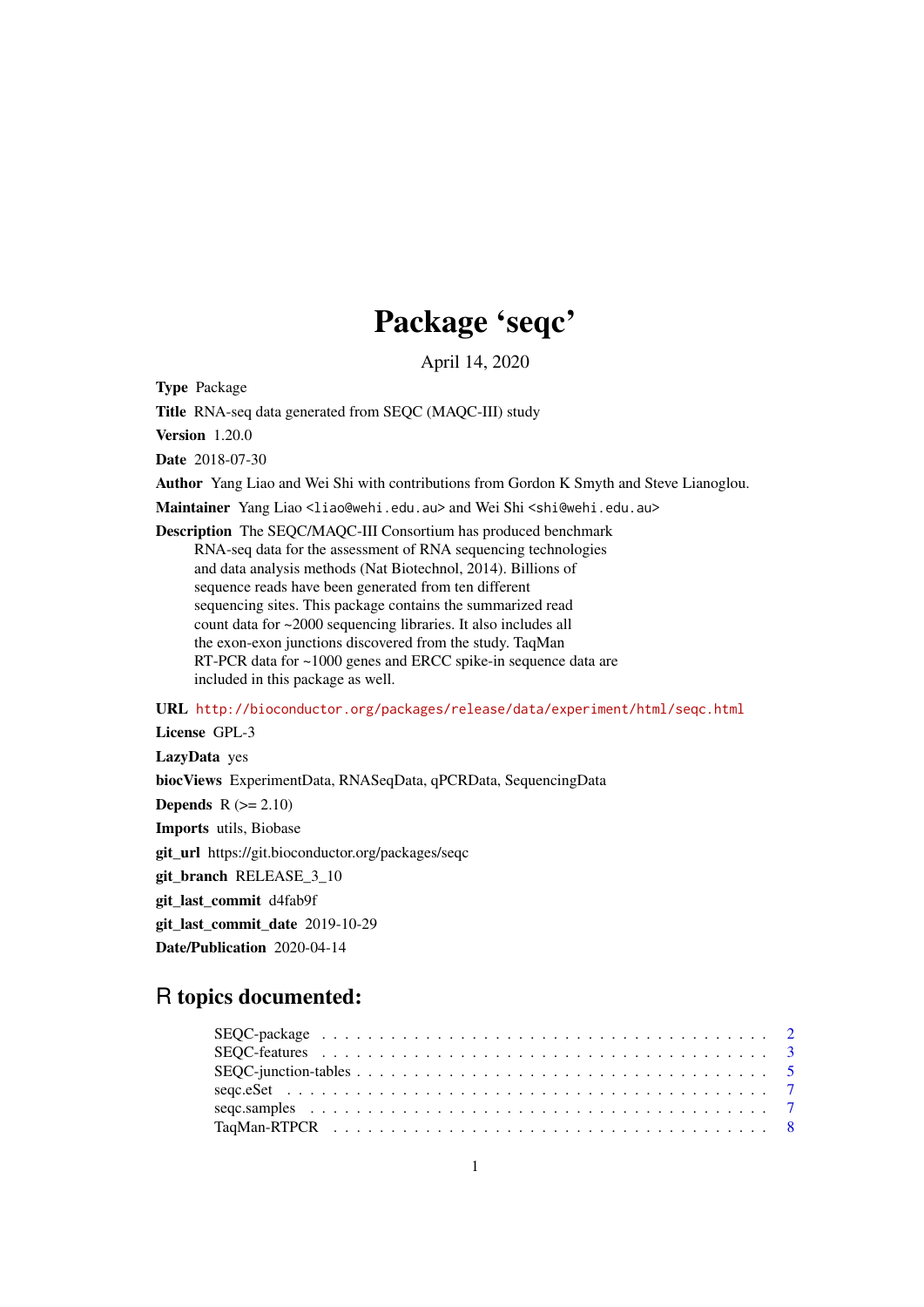# Package 'seqc'

April 14, 2020

**Type** Package

**Title** RNA-seq data generated from SEQC (MAQC-III) study

**Version** 1.20.0

**Date** 2018-07-30

**Author** Yang Liao and Wei Shi with contributions from Gordon K Smyth and Steve Lianoglou.

**Maintainer** Yang Liao <liao@wehi.edu.au> and Wei Shi <shi@wehi.edu.au>

**Description** The SEQC/MAQC-III Consortium has produced benchmark RNA-seq data for the assessment of RNA sequencing technologies and data analysis methods (Nat Biotechnol, 2014). Billions of sequence reads have been generated from ten different sequencing sites. This package contains the summarized read count data for ~2000 sequencing libraries. It also includes all the exon-exon junctions discovered from the study. TaqMan RT-PCR data for ~1000 genes and ERCC spike-in sequence data are included in this package as well.

**URL** http://bioconductor.org/packages/release/data/experiment/html/seqc.html

**License** GPL-3

**LazyData** yes

**biocViews** ExperimentData, RNASeqData, qPCRData, SequencingData

**Depends** R (>= 2.10)

**Imports** utils, Biobase

**git_url** https://git.bioconductor.org/packages/seqc

**git_branch** RELEASE_3_10

**git_last_commit** d4fab9f

**git_last_commit_date** 2019-10-29

**Date/Publication** 2020-04-14

## R topics documented:

- SEQC-package . . . . . . . . . . . . . . . . . . . . . . . . . . . . . . . . . . . . . 2
- SEQC-features . . . . . . . . . . . . . . . . . . . . . . . . . . . . . . . . . . . . . 3
- SEQC-junction-tables . . . . . . . . . . . . . . . . . . . . . . . . . . . . . . . . . 5
- seqc.eSet . . . . . . . . . . . . . . . . . . . . . . . . . . . . . . . . . . . . . . . . 7
- seqc.samples . . . . . . . . . . . . . . . . . . . . . . . . . . . . . . . . . . . . . . 7
- TaqMan-RTPCR . . . . . . . . . . . . . . . . . . . . . . . . . . . . . . . . . . . . 8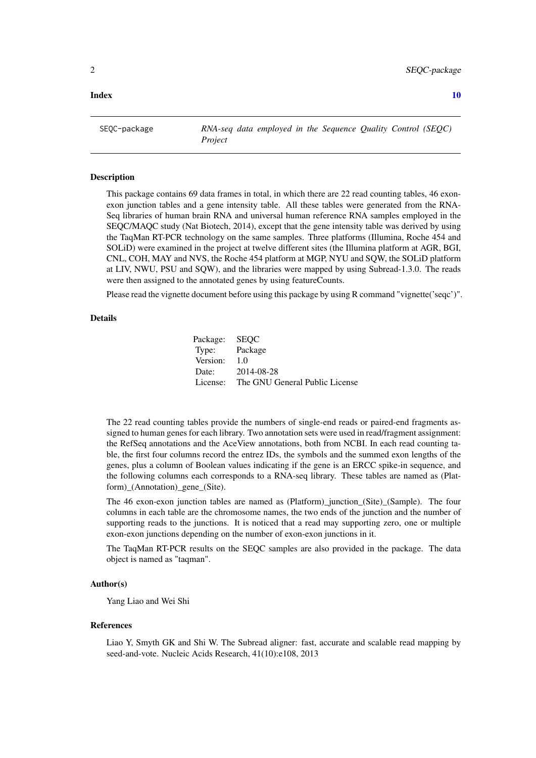**Index** **10**

---

SEQC-package *RNA-seq data employed in the Sequence Quality Control (SEQC) Project*

---

### Description

This package contains 69 data frames in total, in which there are 22 read counting tables, 46 exon-exon junction tables and a gene intensity table. All these tables were generated from the RNA-Seq libraries of human brain RNA and universal human reference RNA samples employed in the SEQC/MAQC study (Nat Biotech, 2014), except that the gene intensity table was derived by using the TaqMan RT-PCR technology on the same samples. Three platforms (Illumina, Roche 454 and SOLiD) were examined in the project at twelve different sites (the Illumina platform at AGR, BGI, CNL, COH, MAY and NVS, the Roche 454 platform at MGP, NYU and SQW, the SOLiD platform at LIV, NWU, PSU and SQW), and the libraries were mapped by using Subread-1.3.0. The reads were then assigned to the annotated genes by using featureCounts.

Please read the vignette document before using this package by using R command "vignette('seqc')".

### Details

| | |
|---|---|
| Package: | SEQC |
| Type: | Package |
| Version: | 1.0 |
| Date: | 2014-08-28 |
| License: | The GNU General Public License |

The 22 read counting tables provide the numbers of single-end reads or paired-end fragments assigned to human genes for each library. Two annotation sets were used in read/fragment assignment: the RefSeq annotations and the AceView annotations, both from NCBI. In each read counting table, the first four columns record the entrez IDs, the symbols and the summed exon lengths of the genes, plus a column of Boolean values indicating if the gene is an ERCC spike-in sequence, and the following columns each corresponds to a RNA-seq library. These tables are named as (Platform)_(Annotation)_gene_(Site).

The 46 exon-exon junction tables are named as (Platform)_junction_(Site)_(Sample). The four columns in each table are the chromosome names, the two ends of the junction and the number of supporting reads to the junctions. It is noticed that a read may supporting zero, one or multiple exon-exon junctions depending on the number of exon-exon junctions in it.

The TaqMan RT-PCR results on the SEQC samples are also provided in the package. The data object is named as "taqman".

### Author(s)

Yang Liao and Wei Shi

### References

Liao Y, Smyth GK and Shi W. The Subread aligner: fast, accurate and scalable read mapping by seed-and-vote. Nucleic Acids Research, 41(10):e108, 2013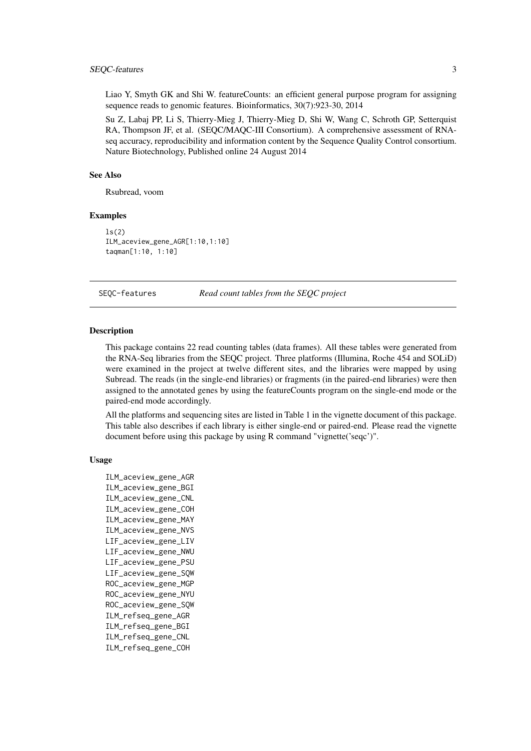Liao Y, Smyth GK and Shi W. featureCounts: an efficient general purpose program for assigning sequence reads to genomic features. Bioinformatics, 30(7):923-30, 2014

Su Z, Labaj PP, Li S, Thierry-Mieg J, Thierry-Mieg D, Shi W, Wang C, Schroth GP, Setterquist RA, Thompson JF, et al. (SEQC/MAQC-III Consortium). A comprehensive assessment of RNA-seq accuracy, reproducibility and information content by the Sequence Quality Control consortium. Nature Biotechnology, Published online 24 August 2014

### See Also

Rsubread, voom

### Examples

```
ls(2)
ILM_aceview_gene_AGR[1:10,1:10]
taqman[1:10, 1:10]
```

---

## SEQC-features    *Read count tables from the SEQC project*

### Description

This package contains 22 read counting tables (data frames). All these tables were generated from the RNA-Seq libraries from the SEQC project. Three platforms (Illumina, Roche 454 and SOLiD) were examined in the project at twelve different sites, and the libraries were mapped by using Subread. The reads (in the single-end libraries) or fragments (in the paired-end libraries) were then assigned to the annotated genes by using the featureCounts program on the single-end mode or the paired-end mode accordingly.

All the platforms and sequencing sites are listed in Table 1 in the vignette document of this package. This table also describes if each library is either single-end or paired-end. Please read the vignette document before using this package by using R command "vignette('seqc')".

### Usage

```
ILM_aceview_gene_AGR
ILM_aceview_gene_BGI
ILM_aceview_gene_CNL
ILM_aceview_gene_COH
ILM_aceview_gene_MAY
ILM_aceview_gene_NVS
LIF_aceview_gene_LIV
LIF_aceview_gene_NWU
LIF_aceview_gene_PSU
LIF_aceview_gene_SQW
ROC_aceview_gene_MGP
ROC_aceview_gene_NYU
ROC_aceview_gene_SQW
ILM_refseq_gene_AGR
ILM_refseq_gene_BGI
ILM_refseq_gene_CNL
ILM_refseq_gene_COH
```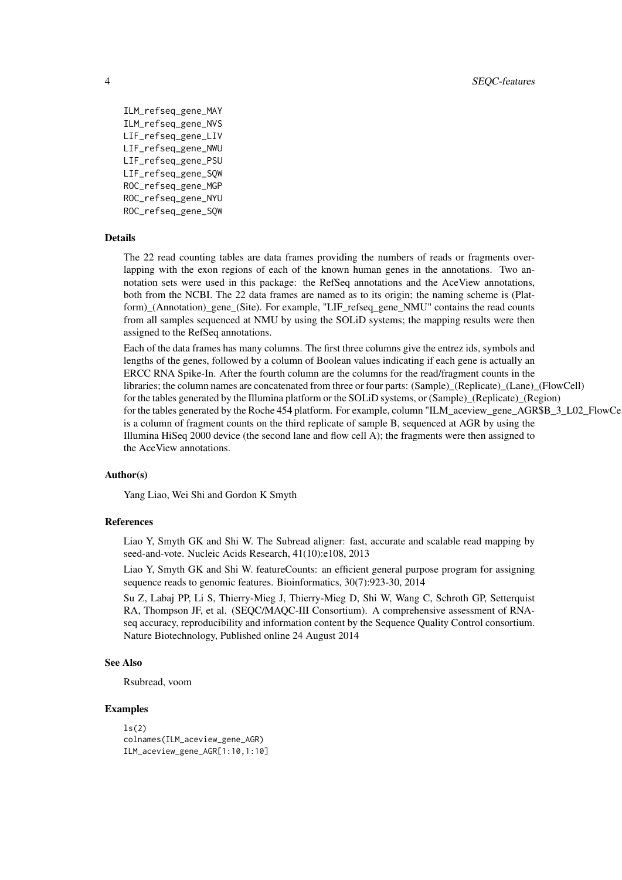```
ILM_refseq_gene_MAY
ILM_refseq_gene_NVS
LIF_refseq_gene_LIV
LIF_refseq_gene_NWU
LIF_refseq_gene_PSU
LIF_refseq_gene_SQW
ROC_refseq_gene_MGP
ROC_refseq_gene_NYU
ROC_refseq_gene_SQW
```

## Details

The 22 read counting tables are data frames providing the numbers of reads or fragments overlapping with the exon regions of each of the known human genes in the annotations. Two annotation sets were used in this package: the RefSeq annotations and the AceView annotations, both from the NCBI. The 22 data frames are named as to its origin; the naming scheme is (Platform)_(Annotation)_gene_(Site). For example, "LIF_refseq_gene_NMU" contains the read counts from all samples sequenced at NMU by using the SOLiD systems; the mapping results were then assigned to the RefSeq annotations.

Each of the data frames has many columns. The first three columns give the entrez ids, symbols and lengths of the genes, followed by a column of Boolean values indicating if each gene is actually an ERCC RNA Spike-In. After the fourth column are the columns for the read/fragment counts in the libraries; the column names are concatenated from three or four parts: (Sample)_(Replicate)_(Lane)_(FlowCell) for the tables generated by the Illumina platform or the SOLiD systems, or (Sample)_(Replicate)_(Region) for the tables generated by the Roche 454 platform. For example, column "ILM_aceview_gene_AGR$B_3_L02_FlowCe is a column of fragment counts on the third replicate of sample B, sequenced at AGR by using the Illumina HiSeq 2000 device (the second lane and flow cell A); the fragments were then assigned to the AceView annotations.

## Author(s)

Yang Liao, Wei Shi and Gordon K Smyth

## References

Liao Y, Smyth GK and Shi W. The Subread aligner: fast, accurate and scalable read mapping by seed-and-vote. Nucleic Acids Research, 41(10):e108, 2013

Liao Y, Smyth GK and Shi W. featureCounts: an efficient general purpose program for assigning sequence reads to genomic features. Bioinformatics, 30(7):923-30, 2014

Su Z, Labaj PP, Li S, Thierry-Mieg J, Thierry-Mieg D, Shi W, Wang C, Schroth GP, Setterquist RA, Thompson JF, et al. (SEQC/MAQC-III Consortium). A comprehensive assessment of RNA-seq accuracy, reproducibility and information content by the Sequence Quality Control consortium. Nature Biotechnology, Published online 24 August 2014

## See Also

Rsubread, voom

## Examples

```
ls(2)
colnames(ILM_aceview_gene_AGR)
ILM_aceview_gene_AGR[1:10,1:10]
```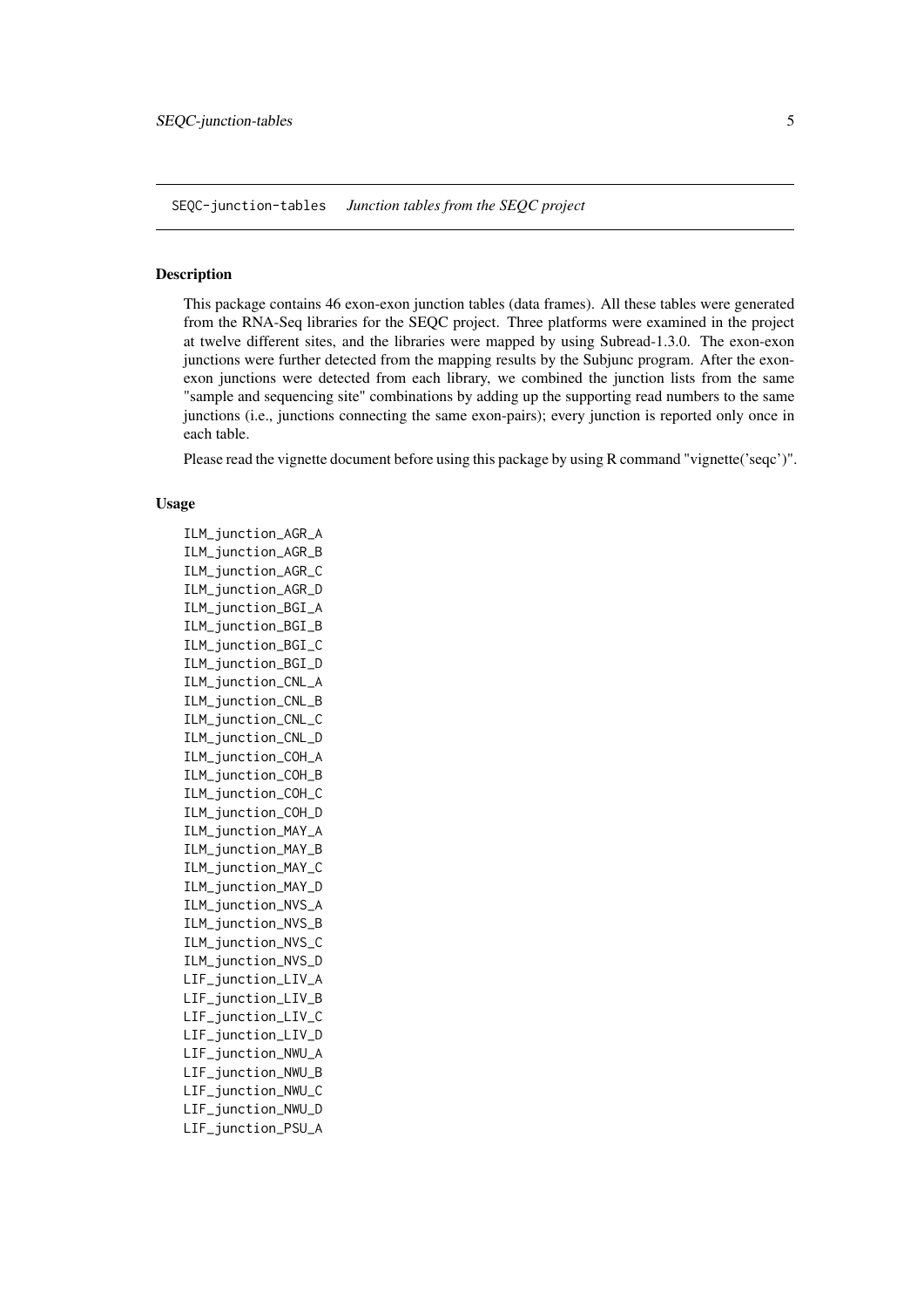SEQC-junction-tables *Junction tables from the SEQC project*

## Description

This package contains 46 exon-exon junction tables (data frames). All these tables were generated from the RNA-Seq libraries for the SEQC project. Three platforms were examined in the project at twelve different sites, and the libraries were mapped by using Subread-1.3.0. The exon-exon junctions were further detected from the mapping results by the Subjunc program. After the exon-exon junctions were detected from each library, we combined the junction lists from the same "sample and sequencing site" combinations by adding up the supporting read numbers to the same junctions (i.e., junctions connecting the same exon-pairs); every junction is reported only once in each table.

Please read the vignette document before using this package by using R command "vignette('seqc')".

## Usage

```
ILM_junction_AGR_A
ILM_junction_AGR_B
ILM_junction_AGR_C
ILM_junction_AGR_D
ILM_junction_BGI_A
ILM_junction_BGI_B
ILM_junction_BGI_C
ILM_junction_BGI_D
ILM_junction_CNL_A
ILM_junction_CNL_B
ILM_junction_CNL_C
ILM_junction_CNL_D
ILM_junction_COH_A
ILM_junction_COH_B
ILM_junction_COH_C
ILM_junction_COH_D
ILM_junction_MAY_A
ILM_junction_MAY_B
ILM_junction_MAY_C
ILM_junction_MAY_D
ILM_junction_NVS_A
ILM_junction_NVS_B
ILM_junction_NVS_C
ILM_junction_NVS_D
LIF_junction_LIV_A
LIF_junction_LIV_B
LIF_junction_LIV_C
LIF_junction_LIV_D
LIF_junction_NWU_A
LIF_junction_NWU_B
LIF_junction_NWU_C
LIF_junction_NWU_D
LIF_junction_PSU_A
```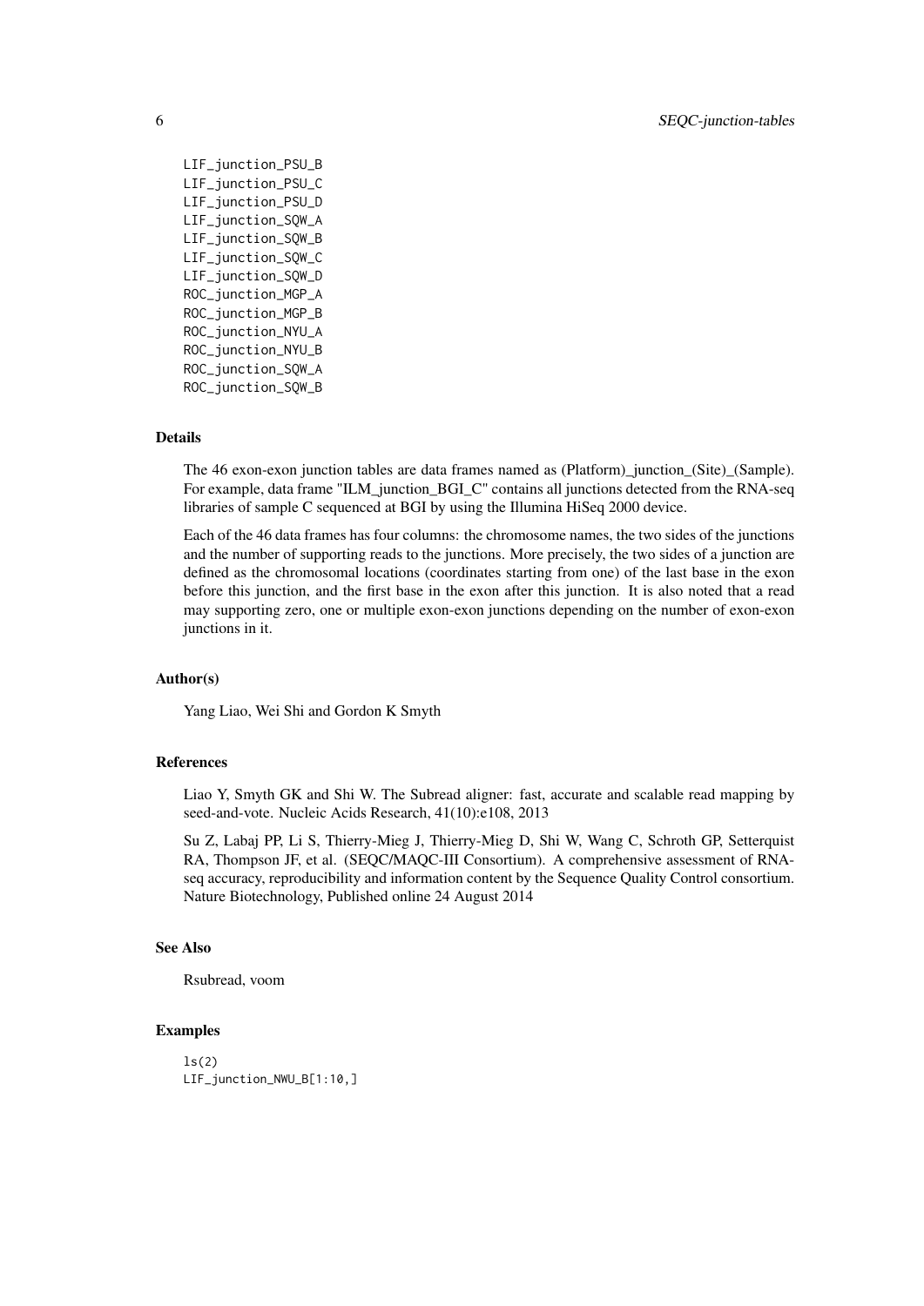```
LIF_junction_PSU_B
LIF_junction_PSU_C
LIF_junction_PSU_D
LIF_junction_SQW_A
LIF_junction_SQW_B
LIF_junction_SQW_C
LIF_junction_SQW_D
ROC_junction_MGP_A
ROC_junction_MGP_B
ROC_junction_NYU_A
ROC_junction_NYU_B
ROC_junction_SQW_A
ROC_junction_SQW_B
```

### Details

The 46 exon-exon junction tables are data frames named as (Platform)_junction_(Site)_(Sample). For example, data frame "ILM_junction_BGI_C" contains all junctions detected from the RNA-seq libraries of sample C sequenced at BGI by using the Illumina HiSeq 2000 device.

Each of the 46 data frames has four columns: the chromosome names, the two sides of the junctions and the number of supporting reads to the junctions. More precisely, the two sides of a junction are defined as the chromosomal locations (coordinates starting from one) of the last base in the exon before this junction, and the first base in the exon after this junction. It is also noted that a read may supporting zero, one or multiple exon-exon junctions depending on the number of exon-exon junctions in it.

### Author(s)

Yang Liao, Wei Shi and Gordon K Smyth

### References

Liao Y, Smyth GK and Shi W. The Subread aligner: fast, accurate and scalable read mapping by seed-and-vote. Nucleic Acids Research, 41(10):e108, 2013

Su Z, Labaj PP, Li S, Thierry-Mieg J, Thierry-Mieg D, Shi W, Wang C, Schroth GP, Setterquist RA, Thompson JF, et al. (SEQC/MAQC-III Consortium). A comprehensive assessment of RNA-seq accuracy, reproducibility and information content by the Sequence Quality Control consortium. Nature Biotechnology, Published online 24 August 2014

### See Also

Rsubread, voom

### Examples

```
ls(2)
LIF_junction_NWU_B[1:10,]
```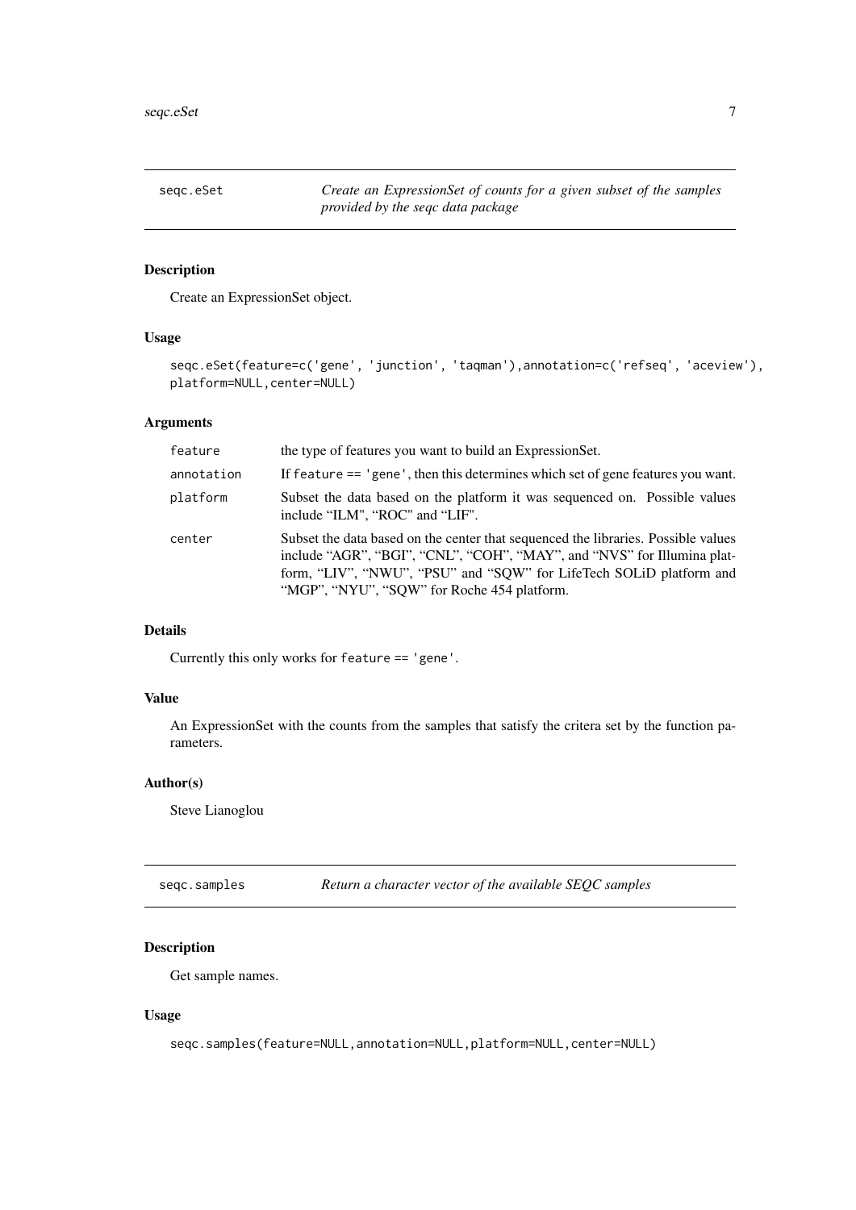## seqc.eSet — *Create an ExpressionSet of counts for a given subset of the samples provided by the seqc data package*

### Description

Create an ExpressionSet object.

### Usage

```
seqc.eSet(feature=c('gene', 'junction', 'taqman'),annotation=c('refseq', 'aceview'),
platform=NULL,center=NULL)
```

### Arguments

| | |
|---|---|
| `feature` | the type of features you want to build an ExpressionSet. |
| `annotation` | If `feature == 'gene'`, then this determines which set of gene features you want. |
| `platform` | Subset the data based on the platform it was sequenced on. Possible values include "ILM", "ROC" and "LIF". |
| `center` | Subset the data based on the center that sequenced the libraries. Possible values include "AGR", "BGI", "CNL", "COH", "MAY", and "NVS" for Illumina platform, "LIV", "NWU", "PSU" and "SQW" for LifeTech SOLiD platform and "MGP", "NYU", "SQW" for Roche 454 platform. |

### Details

Currently this only works for `feature == 'gene'`.

### Value

An ExpressionSet with the counts from the samples that satisfy the critera set by the function parameters.

### Author(s)

Steve Lianoglou

## seqc.samples — *Return a character vector of the available SEQC samples*

### Description

Get sample names.

### Usage

```
seqc.samples(feature=NULL,annotation=NULL,platform=NULL,center=NULL)
```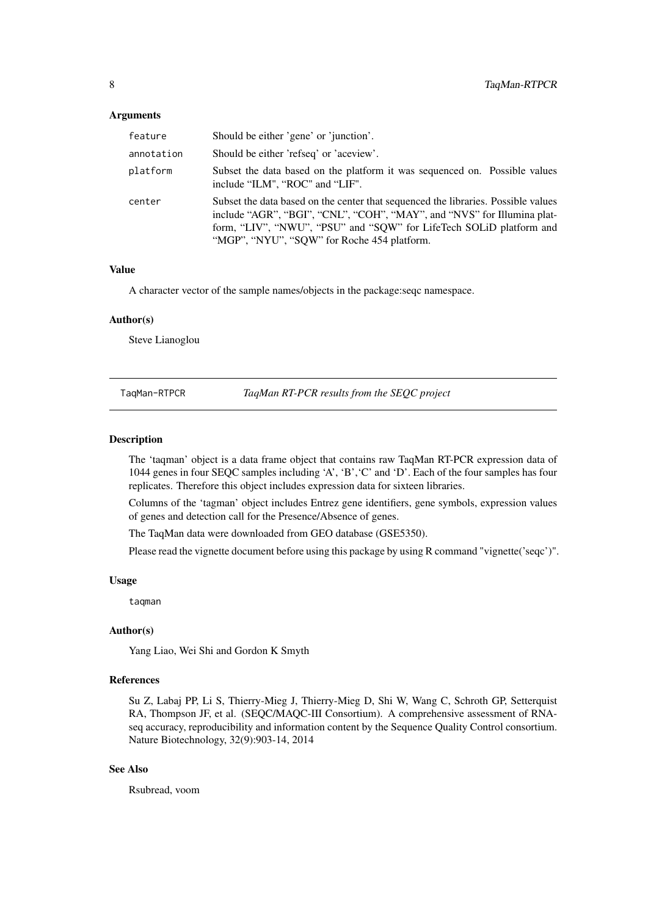### Arguments

| | |
|---|---|
| `feature` | Should be either 'gene' or 'junction'. |
| `annotation` | Should be either 'refseq' or 'aceview'. |
| `platform` | Subset the data based on the platform it was sequenced on. Possible values include "ILM", "ROC" and "LIF". |
| `center` | Subset the data based on the center that sequenced the libraries. Possible values include "AGR", "BGI", "CNL", "COH", "MAY", and "NVS" for Illumina platform, "LIV", "NWU", "PSU" and "SQW" for LifeTech SOLiD platform and "MGP", "NYU", "SQW" for Roche 454 platform. |

### Value

A character vector of the sample names/objects in the package:seqc namespace.

### Author(s)

Steve Lianoglou

---

## `TaqMan-RTPCR` *TaqMan RT-PCR results from the SEQC project*

---

### Description

The 'taqman' object is a data frame object that contains raw TaqMan RT-PCR expression data of 1044 genes in four SEQC samples including 'A', 'B','C' and 'D'. Each of the four samples has four replicates. Therefore this object includes expression data for sixteen libraries.

Columns of the 'tagman' object includes Entrez gene identifiers, gene symbols, expression values of genes and detection call for the Presence/Absence of genes.

The TaqMan data were downloaded from GEO database (GSE5350).

Please read the vignette document before using this package by using R command "vignette('seqc')".

### Usage

```
taqman
```

### Author(s)

Yang Liao, Wei Shi and Gordon K Smyth

### References

Su Z, Labaj PP, Li S, Thierry-Mieg J, Thierry-Mieg D, Shi W, Wang C, Schroth GP, Setterquist RA, Thompson JF, et al. (SEQC/MAQC-III Consortium). A comprehensive assessment of RNA-seq accuracy, reproducibility and information content by the Sequence Quality Control consortium. Nature Biotechnology, 32(9):903-14, 2014

### See Also

Rsubread, voom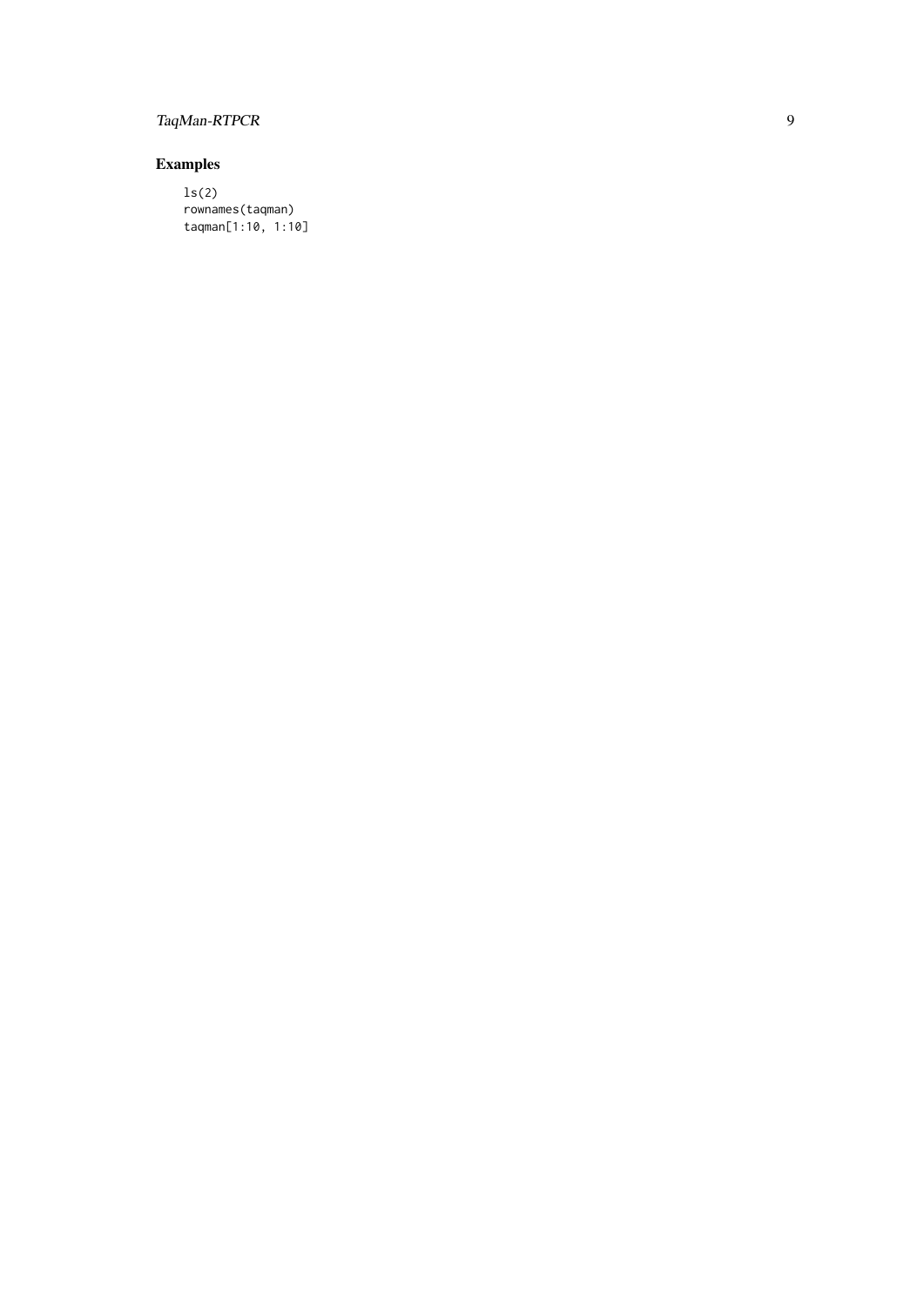## Examples

```
ls(2)
rownames(taqman)
taqman[1:10, 1:10]
```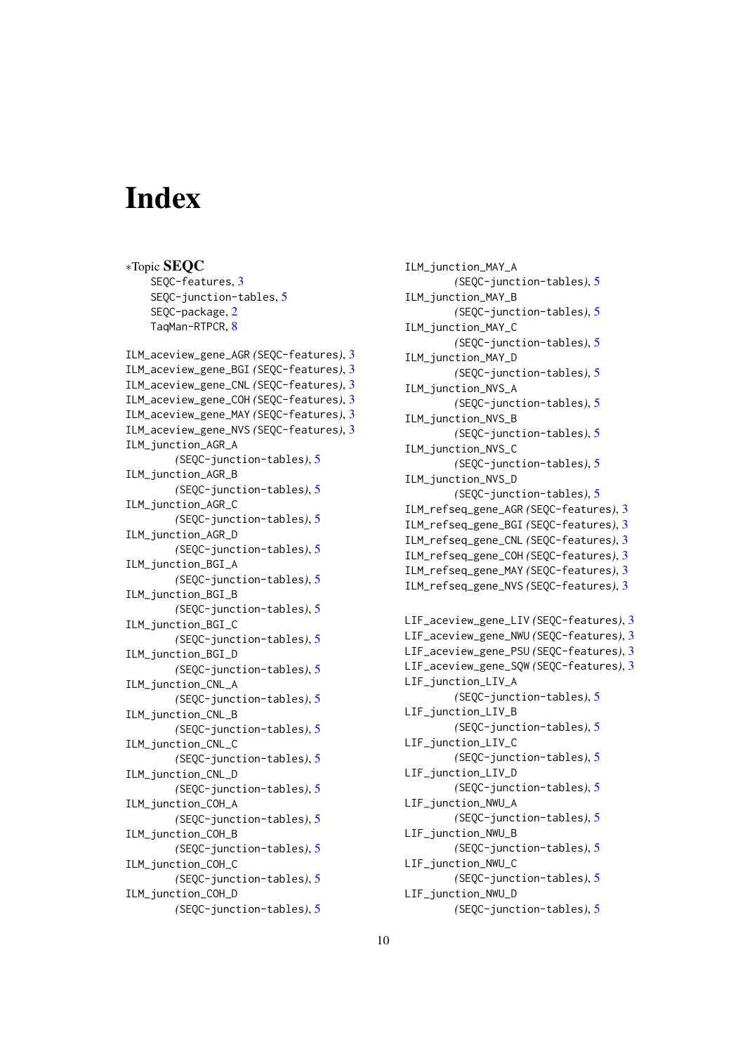# Index

*Topic **SEQC**

SEQC-features, 3
SEQC-junction-tables, 5
SEQC-package, 2
TaqMan-RTPCR, 8

ILM_aceview_gene_AGR *(SEQC-features)*, 3
ILM_aceview_gene_BGI *(SEQC-features)*, 3
ILM_aceview_gene_CNL *(SEQC-features)*, 3
ILM_aceview_gene_COH *(SEQC-features)*, 3
ILM_aceview_gene_MAY *(SEQC-features)*, 3
ILM_aceview_gene_NVS *(SEQC-features)*, 3
ILM_junction_AGR_A *(SEQC-junction-tables)*, 5
ILM_junction_AGR_B *(SEQC-junction-tables)*, 5
ILM_junction_AGR_C *(SEQC-junction-tables)*, 5
ILM_junction_AGR_D *(SEQC-junction-tables)*, 5
ILM_junction_BGI_A *(SEQC-junction-tables)*, 5
ILM_junction_BGI_B *(SEQC-junction-tables)*, 5
ILM_junction_BGI_C *(SEQC-junction-tables)*, 5
ILM_junction_BGI_D *(SEQC-junction-tables)*, 5
ILM_junction_CNL_A *(SEQC-junction-tables)*, 5
ILM_junction_CNL_B *(SEQC-junction-tables)*, 5
ILM_junction_CNL_C *(SEQC-junction-tables)*, 5
ILM_junction_CNL_D *(SEQC-junction-tables)*, 5
ILM_junction_COH_A *(SEQC-junction-tables)*, 5
ILM_junction_COH_B *(SEQC-junction-tables)*, 5
ILM_junction_COH_C *(SEQC-junction-tables)*, 5
ILM_junction_COH_D *(SEQC-junction-tables)*, 5
ILM_junction_MAY_A *(SEQC-junction-tables)*, 5
ILM_junction_MAY_B *(SEQC-junction-tables)*, 5
ILM_junction_MAY_C *(SEQC-junction-tables)*, 5
ILM_junction_MAY_D *(SEQC-junction-tables)*, 5
ILM_junction_NVS_A *(SEQC-junction-tables)*, 5
ILM_junction_NVS_B *(SEQC-junction-tables)*, 5
ILM_junction_NVS_C *(SEQC-junction-tables)*, 5
ILM_junction_NVS_D *(SEQC-junction-tables)*, 5
ILM_refseq_gene_AGR *(SEQC-features)*, 3
ILM_refseq_gene_BGI *(SEQC-features)*, 3
ILM_refseq_gene_CNL *(SEQC-features)*, 3
ILM_refseq_gene_COH *(SEQC-features)*, 3
ILM_refseq_gene_MAY *(SEQC-features)*, 3
ILM_refseq_gene_NVS *(SEQC-features)*, 3

LIF_aceview_gene_LIV *(SEQC-features)*, 3
LIF_aceview_gene_NWU *(SEQC-features)*, 3
LIF_aceview_gene_PSU *(SEQC-features)*, 3
LIF_aceview_gene_SQW *(SEQC-features)*, 3
LIF_junction_LIV_A *(SEQC-junction-tables)*, 5
LIF_junction_LIV_B *(SEQC-junction-tables)*, 5
LIF_junction_LIV_C *(SEQC-junction-tables)*, 5
LIF_junction_LIV_D *(SEQC-junction-tables)*, 5
LIF_junction_NWU_A *(SEQC-junction-tables)*, 5
LIF_junction_NWU_B *(SEQC-junction-tables)*, 5
LIF_junction_NWU_C *(SEQC-junction-tables)*, 5
LIF_junction_NWU_D *(SEQC-junction-tables)*, 5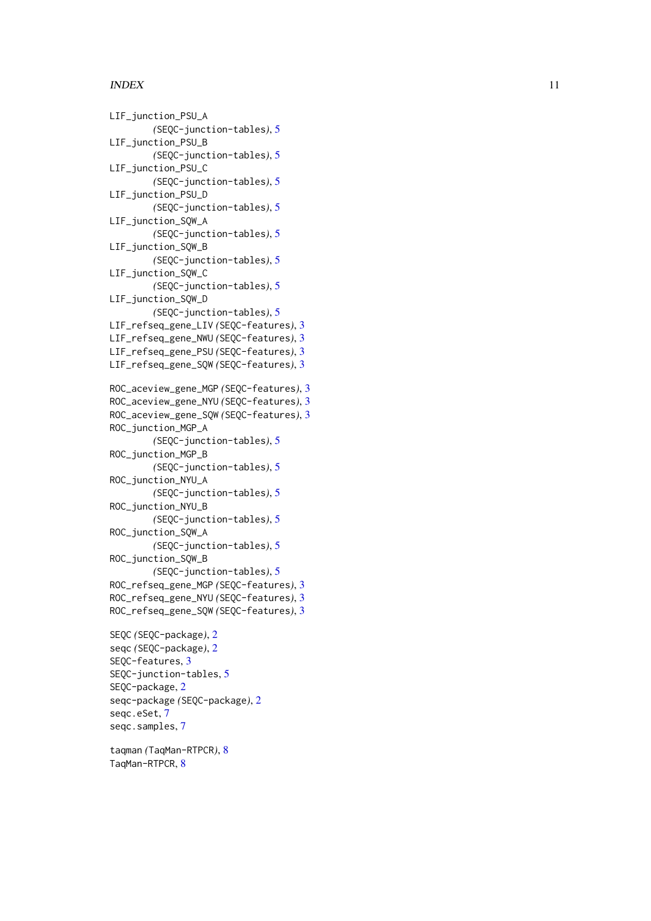LIF_junction_PSU_A  
 *(*SEQC-junction-tables*)*, 5  
LIF_junction_PSU_B  
 *(*SEQC-junction-tables*)*, 5  
LIF_junction_PSU_C  
 *(*SEQC-junction-tables*)*, 5  
LIF_junction_PSU_D  
 *(*SEQC-junction-tables*)*, 5  
LIF_junction_SQW_A  
 *(*SEQC-junction-tables*)*, 5  
LIF_junction_SQW_B  
 *(*SEQC-junction-tables*)*, 5  
LIF_junction_SQW_C  
 *(*SEQC-junction-tables*)*, 5  
LIF_junction_SQW_D  
 *(*SEQC-junction-tables*)*, 5  
LIF_refseq_gene_LIV *(*SEQC-features*)*, 3  
LIF_refseq_gene_NWU *(*SEQC-features*)*, 3  
LIF_refseq_gene_PSU *(*SEQC-features*)*, 3  
LIF_refseq_gene_SQW *(*SEQC-features*)*, 3

ROC_aceview_gene_MGP *(*SEQC-features*)*, 3  
ROC_aceview_gene_NYU *(*SEQC-features*)*, 3  
ROC_aceview_gene_SQW *(*SEQC-features*)*, 3  
ROC_junction_MGP_A  
 *(*SEQC-junction-tables*)*, 5  
ROC_junction_MGP_B  
 *(*SEQC-junction-tables*)*, 5  
ROC_junction_NYU_A  
 *(*SEQC-junction-tables*)*, 5  
ROC_junction_NYU_B  
 *(*SEQC-junction-tables*)*, 5  
ROC_junction_SQW_A  
 *(*SEQC-junction-tables*)*, 5  
ROC_junction_SQW_B  
 *(*SEQC-junction-tables*)*, 5  
ROC_refseq_gene_MGP *(*SEQC-features*)*, 3  
ROC_refseq_gene_NYU *(*SEQC-features*)*, 3  
ROC_refseq_gene_SQW *(*SEQC-features*)*, 3

SEQC *(*SEQC-package*)*, 2  
seqc *(*SEQC-package*)*, 2  
SEQC-features, 3  
SEQC-junction-tables, 5  
SEQC-package, 2  
seqc-package *(*SEQC-package*)*, 2  
seqc.eSet, 7  
seqc.samples, 7

taqman *(*TaqMan-RTPCR*)*, 8  
TaqMan-RTPCR, 8